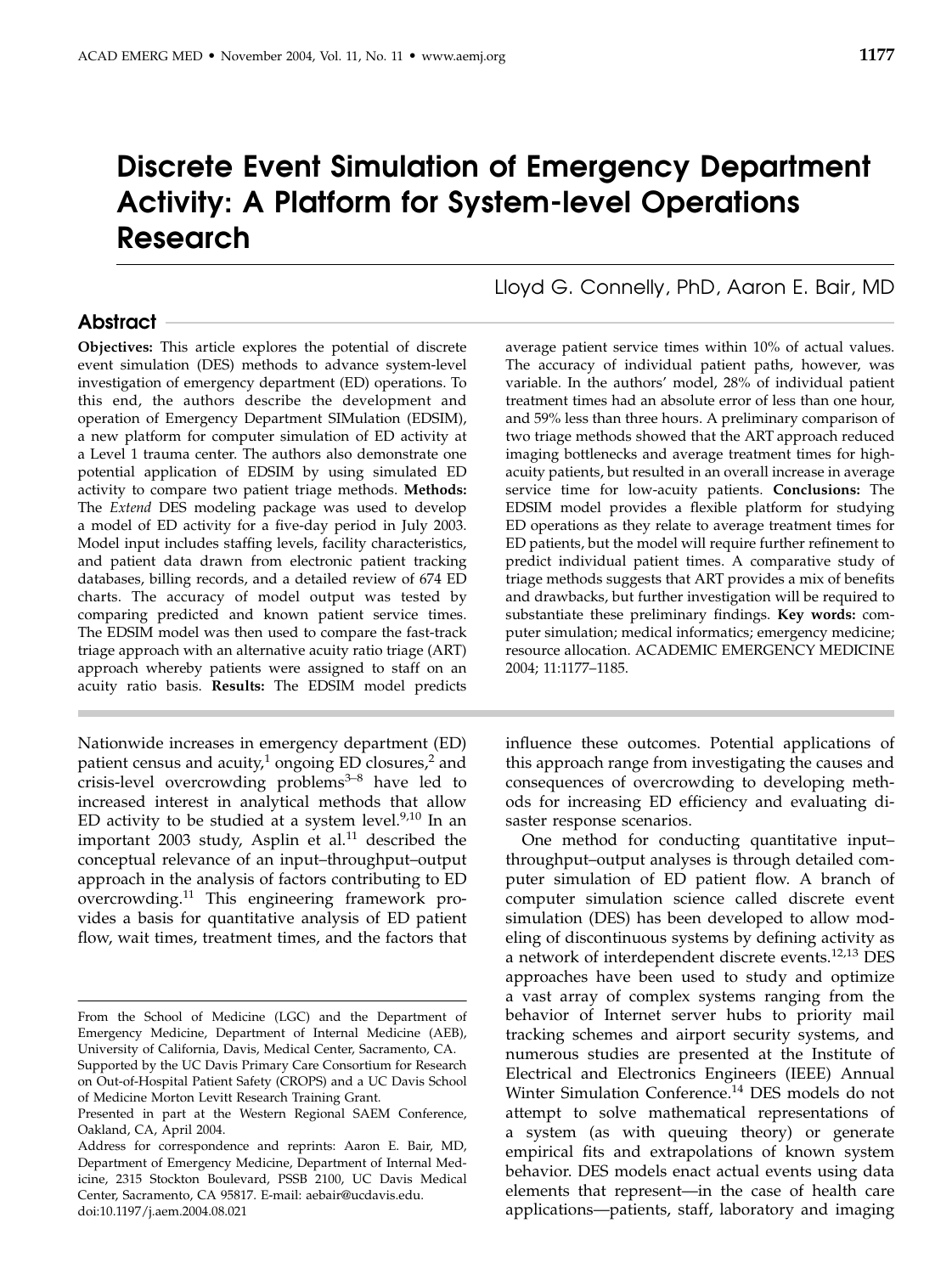# Discrete Event Simulation of Emergency Department Activity: A Platform for System-level Operations Research

Lloyd G. Connelly, PhD, Aaron E. Bair, MD

## Abstract

**Objectives:** This article explores the potential of discrete event simulation (DES) methods to advance system-level investigation of emergency department (ED) operations. To this end, the authors describe the development and operation of Emergency Department SIMulation (EDSIM), a new platform for computer simulation of ED activity at a Level 1 trauma center. The authors also demonstrate one potential application of EDSIM by using simulated ED activity to compare two patient triage methods. **Methods:** The *Extend* DES modeling package was used to develop a model of ED activity for a five-day period in July 2003. Model input includes staffing levels, facility characteristics, and patient data drawn from electronic patient tracking databases, billing records, and a detailed review of 674 ED charts. The accuracy of model output was tested by comparing predicted and known patient service times. The EDSIM model was then used to compare the fast-track triage approach with an alternative acuity ratio triage (ART) approach whereby patients were assigned to staff on an acuity ratio basis. **Results:** The EDSIM model predicts average patient service times within 10% of actual values. The accuracy of individual patient paths, however, was variable. In the authors' model, 28% of individual patient treatment times had an absolute error of less than one hour, and 59% less than three hours. A preliminary comparison of two triage methods showed that the ART approach reduced imaging bottlenecks and average treatment times for high-acuity patients, but resulted in an overall increase in average service time for low-acuity patients. **Conclusions:** The EDSIM model provides a flexible platform for studying ED operations as they relate to average treatment times for ED patients, but the model will require further refinement to predict individual patient times. A comparative study of triage methods suggests that ART provides a mix of benefits and drawbacks, but further investigation will be required to substantiate these preliminary findings. **Key words:** computer simulation; medical informatics; emergency medicine; resource allocation. ACADEMIC EMERGENCY MEDICINE 2004; 11:1177–1185.

---

Nationwide increases in emergency department (ED) patient census and acuity,[1] ongoing ED closures,[2] and crisis-level overcrowding problems[3–8] have led to increased interest in analytical methods that allow ED activity to be studied at a system level.[9,10] In an important 2003 study, Asplin et al.[11] described the conceptual relevance of an input–throughput–output approach in the analysis of factors contributing to ED overcrowding.[11] This engineering framework provides a basis for quantitative analysis of ED patient flow, wait times, treatment times, and the factors that influence these outcomes. Potential applications of this approach range from investigating the causes and consequences of overcrowding to developing methods for increasing ED efficiency and evaluating disaster response scenarios.

One method for conducting quantitative input–throughput–output analyses is through detailed computer simulation of ED patient flow. A branch of computer simulation science called discrete event simulation (DES) has been developed to allow modeling of discontinuous systems by defining activity as a network of interdependent discrete events.[12,13] DES approaches have been used to study and optimize a vast array of complex systems ranging from the behavior of Internet server hubs to priority mail tracking schemes and airport security systems, and numerous studies are presented at the Institute of Electrical and Electronics Engineers (IEEE) Annual Winter Simulation Conference.[14] DES models do not attempt to solve mathematical representations of a system (as with queuing theory) or generate empirical fits and extrapolations of known system behavior. DES models enact actual events using data elements that represent—in the case of health care applications—patients, staff, laboratory and imaging

---

From the School of Medicine (LGC) and the Department of Emergency Medicine, Department of Internal Medicine (AEB), University of California, Davis, Medical Center, Sacramento, CA.

Supported by the UC Davis Primary Care Consortium for Research on Out-of-Hospital Patient Safety (CROPS) and a UC Davis School of Medicine Morton Levitt Research Training Grant.

Presented in part at the Western Regional SAEM Conference, Oakland, CA, April 2004.

Address for correspondence and reprints: Aaron E. Bair, MD, Department of Emergency Medicine, Department of Internal Medicine, 2315 Stockton Boulevard, PSSB 2100, UC Davis Medical Center, Sacramento, CA 95817. E-mail: aebair@ucdavis.edu.

doi:10.1197/j.aem.2004.08.021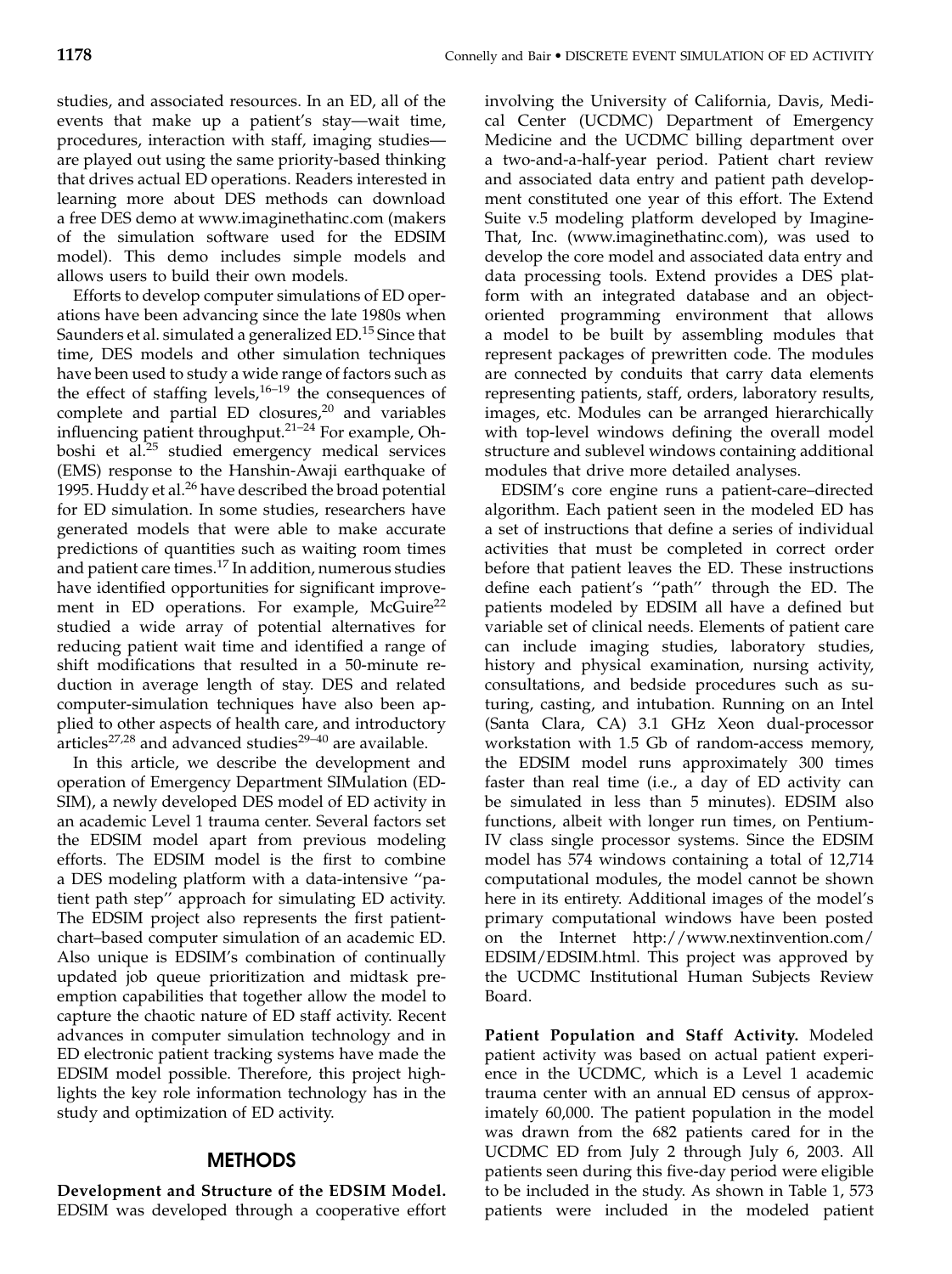studies, and associated resources. In an ED, all of the events that make up a patient's stay—wait time, procedures, interaction with staff, imaging studies—are played out using the same priority-based thinking that drives actual ED operations. Readers interested in learning more about DES methods can download a free DES demo at www.imaginethatinc.com (makers of the simulation software used for the EDSIM model). This demo includes simple models and allows users to build their own models.

Efforts to develop computer simulations of ED operations have been advancing since the late 1980s when Saunders et al. simulated a generalized ED.[15] Since that time, DES models and other simulation techniques have been used to study a wide range of factors such as the effect of staffing levels,[16–19] the consequences of complete and partial ED closures,[20] and variables influencing patient throughput.[21–24] For example, Ohboshi et al.[25] studied emergency medical services (EMS) response to the Hanshin-Awaji earthquake of 1995. Huddy et al.[26] have described the broad potential for ED simulation. In some studies, researchers have generated models that were able to make accurate predictions of quantities such as waiting room times and patient care times.[17] In addition, numerous studies have identified opportunities for significant improvement in ED operations. For example, McGuire[22] studied a wide array of potential alternatives for reducing patient wait time and identified a range of shift modifications that resulted in a 50-minute reduction in average length of stay. DES and related computer-simulation techniques have also been applied to other aspects of health care, and introductory articles[27,28] and advanced studies[29–40] are available.

In this article, we describe the development and operation of Emergency Department SIMulation (EDSIM), a newly developed DES model of ED activity in an academic Level 1 trauma center. Several factors set the EDSIM model apart from previous modeling efforts. The EDSIM model is the first to combine a DES modeling platform with a data-intensive "patient path step" approach for simulating ED activity. The EDSIM project also represents the first patient-chart–based computer simulation of an academic ED. Also unique is EDSIM's combination of continually updated job queue prioritization and midtask preemption capabilities that together allow the model to capture the chaotic nature of ED staff activity. Recent advances in computer simulation technology and in ED electronic patient tracking systems have made the EDSIM model possible. Therefore, this project highlights the key role information technology has in the study and optimization of ED activity.

## METHODS

**Development and Structure of the EDSIM Model.** EDSIM was developed through a cooperative effort involving the University of California, Davis, Medical Center (UCDMC) Department of Emergency Medicine and the UCDMC billing department over a two-and-a-half-year period. Patient chart review and associated data entry and patient path development constituted one year of this effort. The Extend Suite v.5 modeling platform developed by Imagine-That, Inc. (www.imaginethatinc.com), was used to develop the core model and associated data entry and data processing tools. Extend provides a DES platform with an integrated database and an object-oriented programming environment that allows a model to be built by assembling modules that represent packages of prewritten code. The modules are connected by conduits that carry data elements representing patients, staff, orders, laboratory results, images, etc. Modules can be arranged hierarchically with top-level windows defining the overall model structure and sublevel windows containing additional modules that drive more detailed analyses.

EDSIM's core engine runs a patient-care–directed algorithm. Each patient seen in the modeled ED has a set of instructions that define a series of individual activities that must be completed in correct order before that patient leaves the ED. These instructions define each patient's "path" through the ED. The patients modeled by EDSIM all have a defined but variable set of clinical needs. Elements of patient care can include imaging studies, laboratory studies, history and physical examination, nursing activity, consultations, and bedside procedures such as suturing, casting, and intubation. Running on an Intel (Santa Clara, CA) 3.1 GHz Xeon dual-processor workstation with 1.5 Gb of random-access memory, the EDSIM model runs approximately 300 times faster than real time (i.e., a day of ED activity can be simulated in less than 5 minutes). EDSIM also functions, albeit with longer run times, on Pentium-IV class single processor systems. Since the EDSIM model has 574 windows containing a total of 12,714 computational modules, the model cannot be shown here in its entirety. Additional images of the model's primary computational windows have been posted on the Internet http://www.nextinvention.com/EDSIM/EDSIM.html. This project was approved by the UCDMC Institutional Human Subjects Review Board.

**Patient Population and Staff Activity.** Modeled patient activity was based on actual patient experience in the UCDMC, which is a Level 1 academic trauma center with an annual ED census of approximately 60,000. The patient population in the model was drawn from the 682 patients cared for in the UCDMC ED from July 2 through July 6, 2003. All patients seen during this five-day period were eligible to be included in the study. As shown in Table 1, 573 patients were included in the modeled patient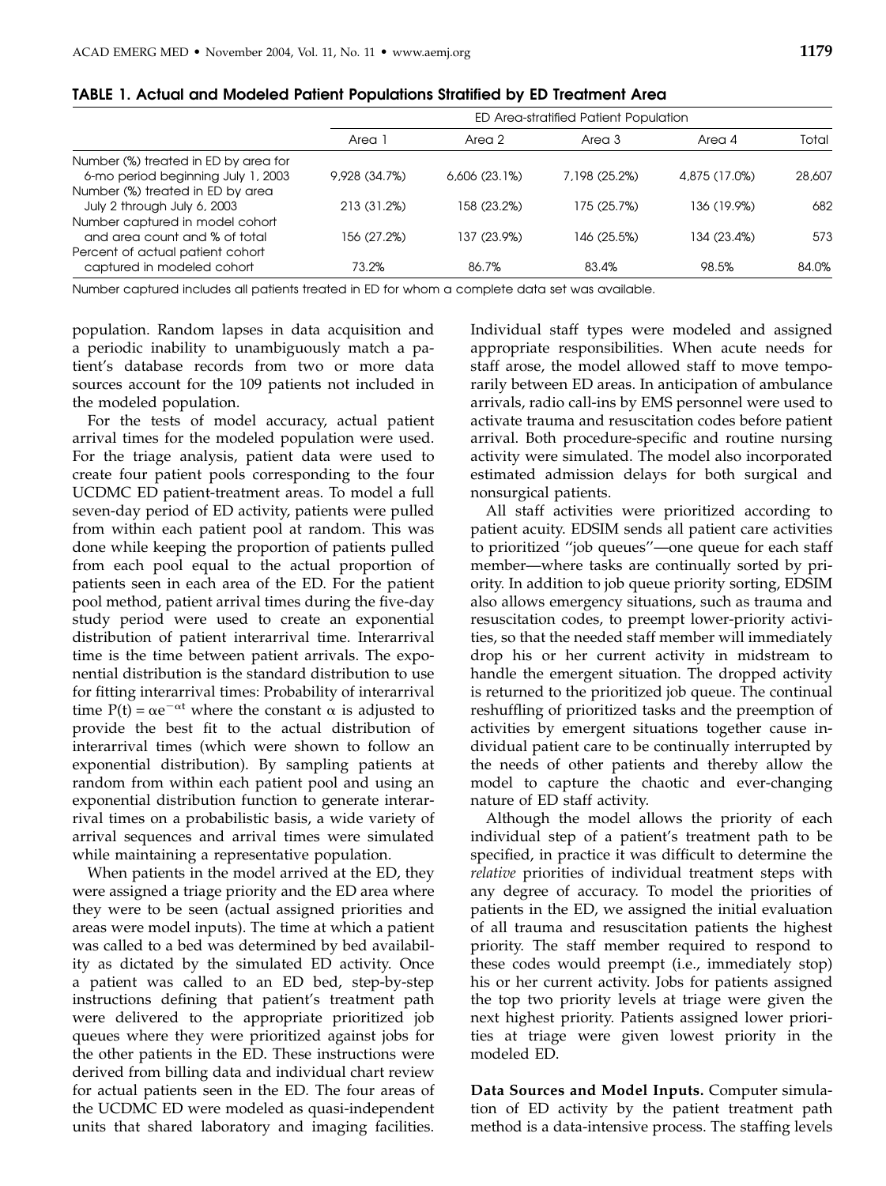**TABLE 1. Actual and Modeled Patient Populations Stratified by ED Treatment Area**

| | ED Area-stratified Patient Population | | | | |
|---|---|---|---|---|---|
| | Area 1 | Area 2 | Area 3 | Area 4 | Total |
| Number (%) treated in ED by area for 6-mo period beginning July 1, 2003 | 9,928 (34.7%) | 6,606 (23.1%) | 7,198 (25.2%) | 4,875 (17.0%) | 28,607 |
| Number (%) treated in ED by area July 2 through July 6, 2003 | 213 (31.2%) | 158 (23.2%) | 175 (25.7%) | 136 (19.9%) | 682 |
| Number captured in model cohort and area count and % of total | 156 (27.2%) | 137 (23.9%) | 146 (25.5%) | 134 (23.4%) | 573 |
| Percent of actual patient cohort captured in modeled cohort | 73.2% | 86.7% | 83.4% | 98.5% | 84.0% |

Number captured includes all patients treated in ED for whom a complete data set was available.

population. Random lapses in data acquisition and a periodic inability to unambiguously match a patient's database records from two or more data sources account for the 109 patients not included in the modeled population.

For the tests of model accuracy, actual patient arrival times for the modeled population were used. For the triage analysis, patient data were used to create four patient pools corresponding to the four UCDMC ED patient-treatment areas. To model a full seven-day period of ED activity, patients were pulled from within each patient pool at random. This was done while keeping the proportion of patients pulled from each pool equal to the actual proportion of patients seen in each area of the ED. For the patient pool method, patient arrival times during the five-day study period were used to create an exponential distribution of patient interarrival time. Interarrival time is the time between patient arrivals. The exponential distribution is the standard distribution to use for fitting interarrival times: Probability of interarrival time $P(t) = \alpha e^{-\alpha t}$ where the constant $\alpha$ is adjusted to provide the best fit to the actual distribution of interarrival times (which were shown to follow an exponential distribution). By sampling patients at random from within each patient pool and using an exponential distribution function to generate interarrival times on a probabilistic basis, a wide variety of arrival sequences and arrival times were simulated while maintaining a representative population.

When patients in the model arrived at the ED, they were assigned a triage priority and the ED area where they were to be seen (actual assigned priorities and areas were model inputs). The time at which a patient was called to a bed was determined by bed availability as dictated by the simulated ED activity. Once a patient was called to an ED bed, step-by-step instructions defining that patient's treatment path were delivered to the appropriate prioritized job queues where they were prioritized against jobs for the other patients in the ED. These instructions were derived from billing data and individual chart review for actual patients seen in the ED. The four areas of the UCDMC ED were modeled as quasi-independent units that shared laboratory and imaging facilities. Individual staff types were modeled and assigned appropriate responsibilities. When acute needs for staff arose, the model allowed staff to move temporarily between ED areas. In anticipation of ambulance arrivals, radio call-ins by EMS personnel were used to activate trauma and resuscitation codes before patient arrival. Both procedure-specific and routine nursing activity were simulated. The model also incorporated estimated admission delays for both surgical and nonsurgical patients.

All staff activities were prioritized according to patient acuity. EDSIM sends all patient care activities to prioritized "job queues"—one queue for each staff member—where tasks are continually sorted by priority. In addition to job queue priority sorting, EDSIM also allows emergency situations, such as trauma and resuscitation codes, to preempt lower-priority activities, so that the needed staff member will immediately drop his or her current activity in midstream to handle the emergent situation. The dropped activity is returned to the prioritized job queue. The continual reshuffling of prioritized tasks and the preemption of activities by emergent situations together cause individual patient care to be continually interrupted by the needs of other patients and thereby allow the model to capture the chaotic and ever-changing nature of ED staff activity.

Although the model allows the priority of each individual step of a patient's treatment path to be specified, in practice it was difficult to determine the *relative* priorities of individual treatment steps with any degree of accuracy. To model the priorities of patients in the ED, we assigned the initial evaluation of all trauma and resuscitation patients the highest priority. The staff member required to respond to these codes would preempt (i.e., immediately stop) his or her current activity. Jobs for patients assigned the top two priority levels at triage were given the next highest priority. Patients assigned lower priorities at triage were given lowest priority in the modeled ED.

**Data Sources and Model Inputs.** Computer simulation of ED activity by the patient treatment path method is a data-intensive process. The staffing levels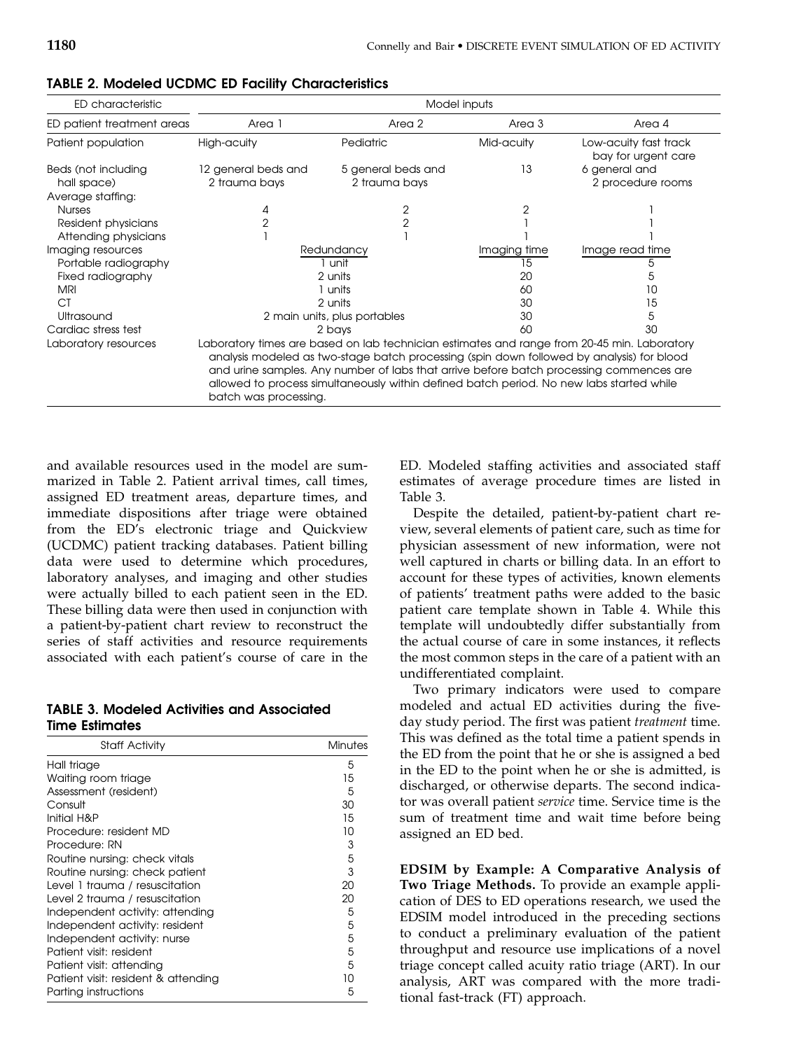**TABLE 2. Modeled UCDMC ED Facility Characteristics**

| ED characteristic | Model inputs | | | |
|---|---|---|---|---|
| ED patient treatment areas | Area 1 | Area 2 | Area 3 | Area 4 |
| Patient population | High-acuity | Pediatric | Mid-acuity | Low-acuity fast track bay for urgent care |
| Beds (not including hall space) | 12 general beds and 2 trauma bays | 5 general beds and 2 trauma bays | 13 | 6 general and 2 procedure rooms |
| Average staffing: | | | | |
| Nurses | 4 | 2 | 2 | 1 |
| Resident physicians | 2 | 2 | 1 | 1 |
| Attending physicians | 1 | 1 | 1 | 1 |
| Imaging resources | Redundancy | | Imaging time | Image read time |
| Portable radiography | 1 unit | | 15 | 5 |
| Fixed radiography | 2 units | | 20 | 5 |
| MRI | 1 units | | 60 | 10 |
| CT | 2 units | | 30 | 15 |
| Ultrasound | 2 main units, plus portables | | 30 | 5 |
| Cardiac stress test | 2 bays | | 60 | 30 |
| Laboratory resources | Laboratory times are based on lab technician estimates and range from 20-45 min. Laboratory analysis modeled as two-stage batch processing (spin down followed by analysis) for blood and urine samples. Any number of labs that arrive before batch processing commences are allowed to process simultaneously within defined batch period. No new labs started while batch was processing. | | | |

and available resources used in the model are summarized in Table 2. Patient arrival times, call times, assigned ED treatment areas, departure times, and immediate dispositions after triage were obtained from the ED's electronic triage and Quickview (UCDMC) patient tracking databases. Patient billing data were used to determine which procedures, laboratory analyses, and imaging and other studies were actually billed to each patient seen in the ED. These billing data were then used in conjunction with a patient-by-patient chart review to reconstruct the series of staff activities and resource requirements associated with each patient's course of care in the ED. Modeled staffing activities and associated staff estimates of average procedure times are listed in Table 3.

**TABLE 3. Modeled Activities and Associated Time Estimates**

| Staff Activity | Minutes |
|---|---|
| Hall triage | 5 |
| Waiting room triage | 15 |
| Assessment (resident) | 5 |
| Consult | 30 |
| Initial H&P | 15 |
| Procedure: resident MD | 10 |
| Procedure: RN | 3 |
| Routine nursing: check vitals | 5 |
| Routine nursing: check patient | 3 |
| Level 1 trauma / resuscitation | 20 |
| Level 2 trauma / resuscitation | 20 |
| Independent activity: attending | 5 |
| Independent activity: resident | 5 |
| Independent activity: nurse | 5 |
| Patient visit: resident | 5 |
| Patient visit: attending | 5 |
| Patient visit: resident & attending | 10 |
| Parting instructions | 5 |

Despite the detailed, patient-by-patient chart review, several elements of patient care, such as time for physician assessment of new information, were not well captured in charts or billing data. In an effort to account for these types of activities, known elements of patients' treatment paths were added to the basic patient care template shown in Table 4. While this template will undoubtedly differ substantially from the actual course of care in some instances, it reflects the most common steps in the care of a patient with an undifferentiated complaint.

Two primary indicators were used to compare modeled and actual ED activities during the five-day study period. The first was patient *treatment* time. This was defined as the total time a patient spends in the ED from the point that he or she is assigned a bed in the ED to the point when he or she is admitted, is discharged, or otherwise departs. The second indicator was overall patient *service* time. Service time is the sum of treatment time and wait time before being assigned an ED bed.

**EDSIM by Example: A Comparative Analysis of Two Triage Methods.** To provide an example application of DES to ED operations research, we used the EDSIM model introduced in the preceding sections to conduct a preliminary evaluation of the patient throughput and resource use implications of a novel triage concept called acuity ratio triage (ART). In our analysis, ART was compared with the more traditional fast-track (FT) approach.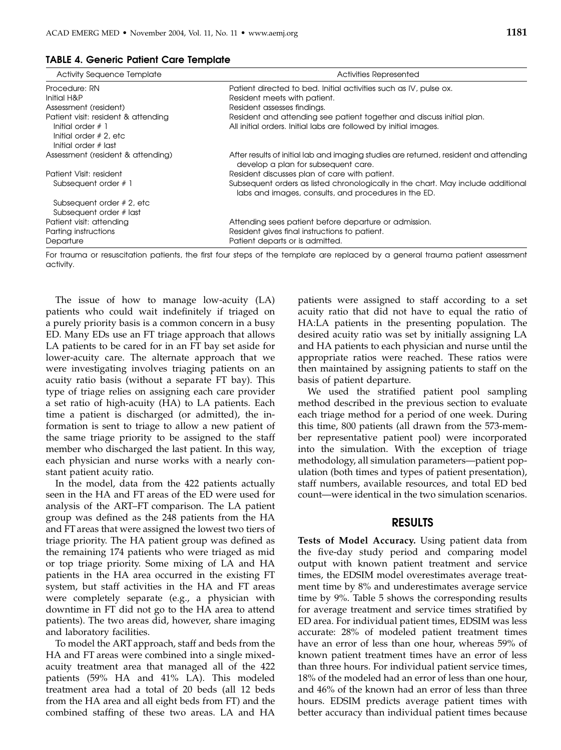**TABLE 4. Generic Patient Care Template**

| Activity Sequence Template | Activities Represented |
|---|---|
| Procedure: RN | Patient directed to bed. Initial activities such as IV, pulse ox. |
| Initial H&P | Resident meets with patient. |
| Assessment (resident) | Resident assesses findings. |
| Patient visit: resident & attending | Resident and attending see patient together and discuss initial plan. |
| Initial order # 1 | All initial orders. Initial labs are followed by initial images. |
| Initial order # 2, etc | |
| Initial order # last | |
| Assessment (resident & attending) | After results of initial lab and imaging studies are returned, resident and attending develop a plan for subsequent care. |
| Patient Visit: resident | Resident discusses plan of care with patient. |
| Subsequent order # 1 | Subsequent orders as listed chronologically in the chart. May include additional labs and images, consults, and procedures in the ED. |
| Subsequent order # 2, etc | |
| Subsequent order # last | |
| Patient visit: attending | Attending sees patient before departure or admission. |
| Parting instructions | Resident gives final instructions to patient. |
| Departure | Patient departs or is admitted. |

For trauma or resuscitation patients, the first four steps of the template are replaced by a general trauma patient assessment activity.

The issue of how to manage low-acuity (LA) patients who could wait indefinitely if triaged on a purely priority basis is a common concern in a busy ED. Many EDs use an FT triage approach that allows LA patients to be cared for in an FT bay set aside for lower-acuity care. The alternate approach that we were investigating involves triaging patients on an acuity ratio basis (without a separate FT bay). This type of triage relies on assigning each care provider a set ratio of high-acuity (HA) to LA patients. Each time a patient is discharged (or admitted), the information is sent to triage to allow a new patient of the same triage priority to be assigned to the staff member who discharged the last patient. In this way, each physician and nurse works with a nearly constant patient acuity ratio.

In the model, data from the 422 patients actually seen in the HA and FT areas of the ED were used for analysis of the ART–FT comparison. The LA patient group was defined as the 248 patients from the HA and FT areas that were assigned the lowest two tiers of triage priority. The HA patient group was defined as the remaining 174 patients who were triaged as mid or top triage priority. Some mixing of LA and HA patients in the HA area occurred in the existing FT system, but staff activities in the HA and FT areas were completely separate (e.g., a physician with downtime in FT did not go to the HA area to attend patients). The two areas did, however, share imaging and laboratory facilities.

To model the ART approach, staff and beds from the HA and FT areas were combined into a single mixed-acuity treatment area that managed all of the 422 patients (59% HA and 41% LA). This modeled treatment area had a total of 20 beds (all 12 beds from the HA area and all eight beds from FT) and the combined staffing of these two areas. LA and HA patients were assigned to staff according to a set acuity ratio that did not have to equal the ratio of HA:LA patients in the presenting population. The desired acuity ratio was set by initially assigning LA and HA patients to each physician and nurse until the appropriate ratios were reached. These ratios were then maintained by assigning patients to staff on the basis of patient departure.

We used the stratified patient pool sampling method described in the previous section to evaluate each triage method for a period of one week. During this time, 800 patients (all drawn from the 573-member representative patient pool) were incorporated into the simulation. With the exception of triage methodology, all simulation parameters—patient population (both times and types of patient presentation), staff numbers, available resources, and total ED bed count—were identical in the two simulation scenarios.

## RESULTS

**Tests of Model Accuracy.** Using patient data from the five-day study period and comparing model output with known patient treatment and service times, the EDSIM model overestimates average treatment time by 8% and underestimates average service time by 9%. Table 5 shows the corresponding results for average treatment and service times stratified by ED area. For individual patient times, EDSIM was less accurate: 28% of modeled patient treatment times have an error of less than one hour, whereas 59% of known patient treatment times have an error of less than three hours. For individual patient service times, 18% of the modeled had an error of less than one hour, and 46% of the known had an error of less than three hours. EDSIM predicts average patient times with better accuracy than individual patient times because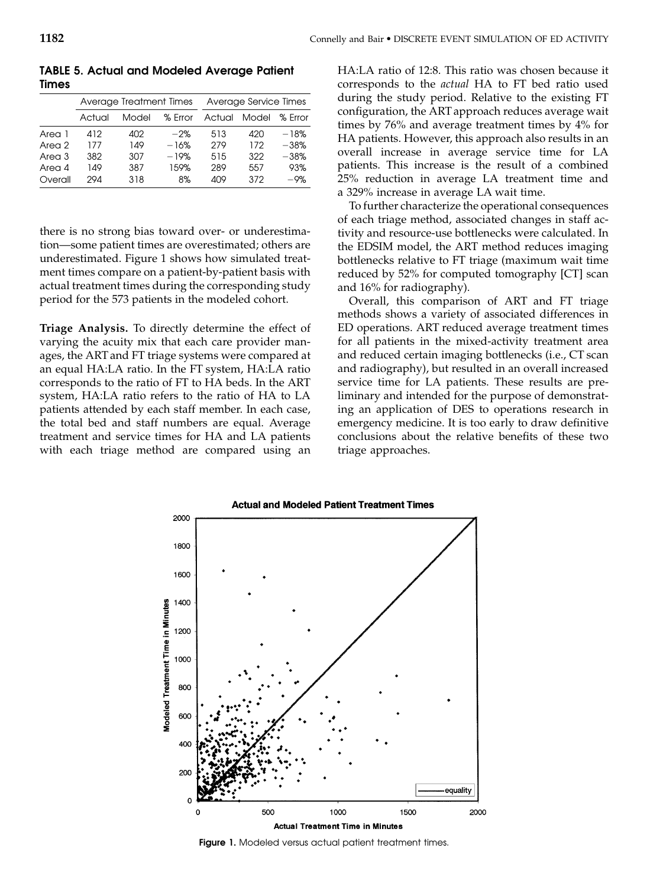**TABLE 5. Actual and Modeled Average Patient Times**

| | Average Treatment Times | | | Average Service Times | | |
|---|---|---|---|---|---|---|
| | Actual | Model | % Error | Actual | Model | % Error |
| Area 1 | 412 | 402 | −2% | 513 | 420 | −18% |
| Area 2 | 177 | 149 | −16% | 279 | 172 | −38% |
| Area 3 | 382 | 307 | −19% | 515 | 322 | −38% |
| Area 4 | 149 | 387 | 159% | 289 | 557 | 93% |
| Overall | 294 | 318 | 8% | 409 | 372 | −9% |

there is no strong bias toward over- or underestimation—some patient times are overestimated; others are underestimated. Figure 1 shows how simulated treatment times compare on a patient-by-patient basis with actual treatment times during the corresponding study period for the 573 patients in the modeled cohort.

**Triage Analysis.** To directly determine the effect of varying the acuity mix that each care provider manages, the ART and FT triage systems were compared at an equal HA:LA ratio. In the FT system, HA:LA ratio corresponds to the ratio of FT to HA beds. In the ART system, HA:LA ratio refers to the ratio of HA to LA patients attended by each staff member. In each case, the total bed and staff numbers are equal. Average treatment and service times for HA and LA patients with each triage method are compared using an HA:LA ratio of 12:8. This ratio was chosen because it corresponds to the *actual* HA to FT bed ratio used during the study period. Relative to the existing FT configuration, the ART approach reduces average wait times by 76% and average treatment times by 4% for HA patients. However, this approach also results in an overall increase in average service time for LA patients. This increase is the result of a combined 25% reduction in average LA treatment time and a 329% increase in average LA wait time.

To further characterize the operational consequences of each triage method, associated changes in staff activity and resource-use bottlenecks were calculated. In the EDSIM model, the ART method reduces imaging bottlenecks relative to FT triage (maximum wait time reduced by 52% for computed tomography [CT] scan and 16% for radiography).

Overall, this comparison of ART and FT triage methods shows a variety of associated differences in ED operations. ART reduced average treatment times for all patients in the mixed-activity treatment area and reduced certain imaging bottlenecks (i.e., CT scan and radiography), but resulted in an overall increased service time for LA patients. These results are preliminary and intended for the purpose of demonstrating an application of DES to operations research in emergency medicine. It is too early to draw definitive conclusions about the relative benefits of these two triage approaches.

Actual and Modeled Patient Treatment Times

Modeled Treatment Time in Minutes

0
200
400
600
800
1000
1200
1400
1600
1800
2000

Actual Treatment Time in Minutes

0
500
1000
1500
2000

equality

**Figure 1.** Modeled versus actual patient treatment times.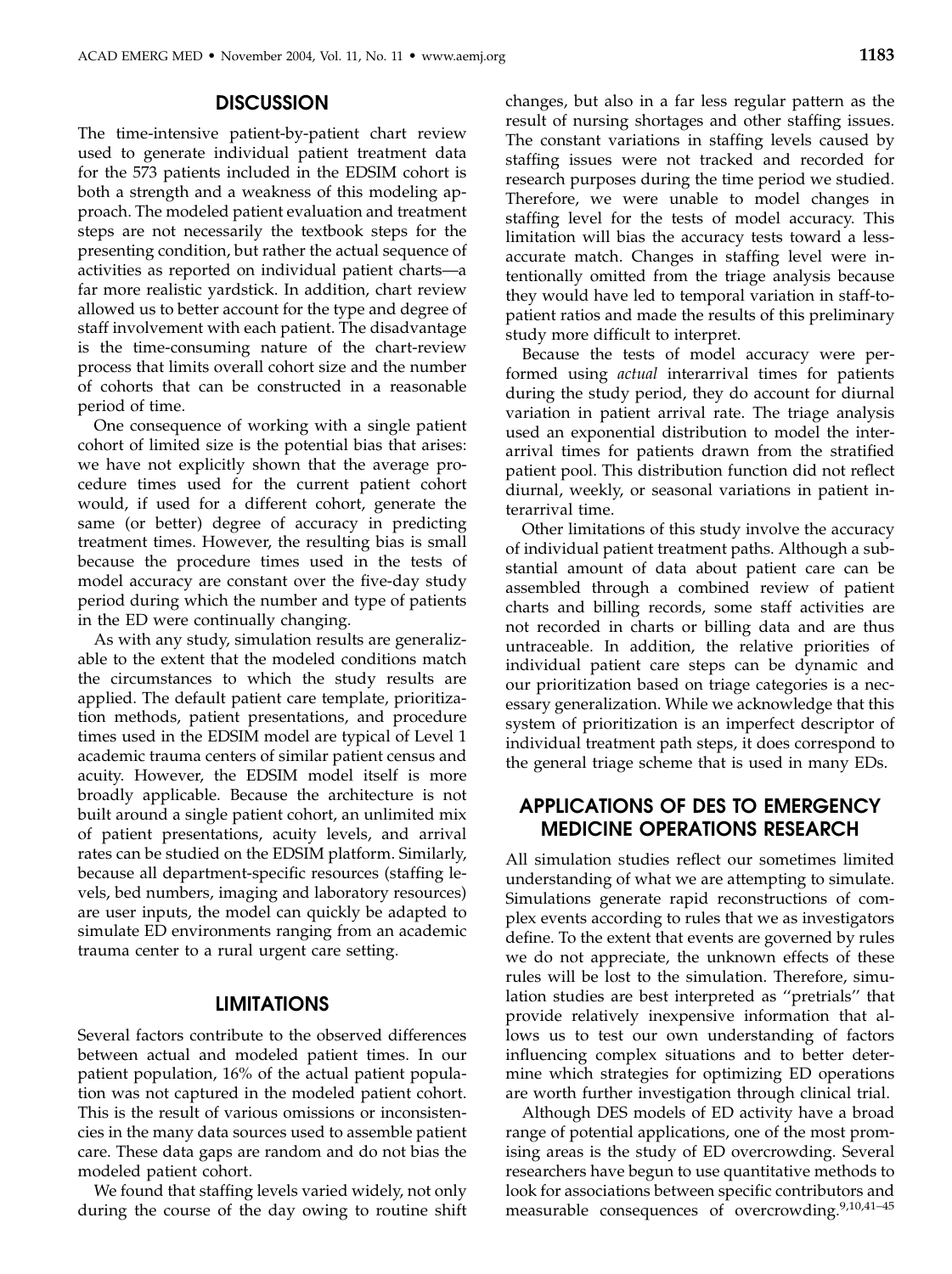## DISCUSSION

The time-intensive patient-by-patient chart review used to generate individual patient treatment data for the 573 patients included in the EDSIM cohort is both a strength and a weakness of this modeling approach. The modeled patient evaluation and treatment steps are not necessarily the textbook steps for the presenting condition, but rather the actual sequence of activities as reported on individual patient charts—a far more realistic yardstick. In addition, chart review allowed us to better account for the type and degree of staff involvement with each patient. The disadvantage is the time-consuming nature of the chart-review process that limits overall cohort size and the number of cohorts that can be constructed in a reasonable period of time.

One consequence of working with a single patient cohort of limited size is the potential bias that arises: we have not explicitly shown that the average procedure times used for the current patient cohort would, if used for a different cohort, generate the same (or better) degree of accuracy in predicting treatment times. However, the resulting bias is small because the procedure times used in the tests of model accuracy are constant over the five-day study period during which the number and type of patients in the ED were continually changing.

As with any study, simulation results are generalizable to the extent that the modeled conditions match the circumstances to which the study results are applied. The default patient care template, prioritization methods, patient presentations, and procedure times used in the EDSIM model are typical of Level 1 academic trauma centers of similar patient census and acuity. However, the EDSIM model itself is more broadly applicable. Because the architecture is not built around a single patient cohort, an unlimited mix of patient presentations, acuity levels, and arrival rates can be studied on the EDSIM platform. Similarly, because all department-specific resources (staffing levels, bed numbers, imaging and laboratory resources) are user inputs, the model can quickly be adapted to simulate ED environments ranging from an academic trauma center to a rural urgent care setting.

## LIMITATIONS

Several factors contribute to the observed differences between actual and modeled patient times. In our patient population, 16% of the actual patient population was not captured in the modeled patient cohort. This is the result of various omissions or inconsistencies in the many data sources used to assemble patient care. These data gaps are random and do not bias the modeled patient cohort.

We found that staffing levels varied widely, not only during the course of the day owing to routine shift changes, but also in a far less regular pattern as the result of nursing shortages and other staffing issues. The constant variations in staffing levels caused by staffing issues were not tracked and recorded for research purposes during the time period we studied. Therefore, we were unable to model changes in staffing level for the tests of model accuracy. This limitation will bias the accuracy tests toward a less-accurate match. Changes in staffing level were intentionally omitted from the triage analysis because they would have led to temporal variation in staff-to-patient ratios and made the results of this preliminary study more difficult to interpret.

Because the tests of model accuracy were performed using *actual* interarrival times for patients during the study period, they do account for diurnal variation in patient arrival rate. The triage analysis used an exponential distribution to model the interarrival times for patients drawn from the stratified patient pool. This distribution function did not reflect diurnal, weekly, or seasonal variations in patient interarrival time.

Other limitations of this study involve the accuracy of individual patient treatment paths. Although a substantial amount of data about patient care can be assembled through a combined review of patient charts and billing records, some staff activities are not recorded in charts or billing data and are thus untraceable. In addition, the relative priorities of individual patient care steps can be dynamic and our prioritization based on triage categories is a necessary generalization. While we acknowledge that this system of prioritization is an imperfect descriptor of individual treatment path steps, it does correspond to the general triage scheme that is used in many EDs.

## APPLICATIONS OF DES TO EMERGENCY MEDICINE OPERATIONS RESEARCH

All simulation studies reflect our sometimes limited understanding of what we are attempting to simulate. Simulations generate rapid reconstructions of complex events according to rules that we as investigators define. To the extent that events are governed by rules we do not appreciate, the unknown effects of these rules will be lost to the simulation. Therefore, simulation studies are best interpreted as "pretrials" that provide relatively inexpensive information that allows us to test our own understanding of factors influencing complex situations and to better determine which strategies for optimizing ED operations are worth further investigation through clinical trial.

Although DES models of ED activity have a broad range of potential applications, one of the most promising areas is the study of ED overcrowding. Several researchers have begun to use quantitative methods to look for associations between specific contributors and measurable consequences of overcrowding.[9,10,41–45]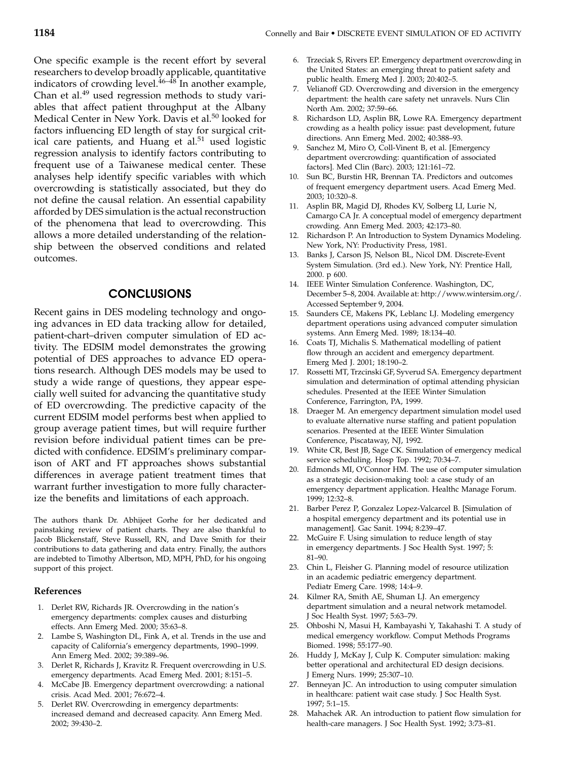One specific example is the recent effort by several researchers to develop broadly applicable, quantitative indicators of crowding level.[46–48] In another example, Chan et al.[49] used regression methods to study variables that affect patient throughput at the Albany Medical Center in New York. Davis et al.[50] looked for factors influencing ED length of stay for surgical critical care patients, and Huang et al.[51] used logistic regression analysis to identify factors contributing to frequent use of a Taiwanese medical center. These analyses help identify specific variables with which overcrowding is statistically associated, but they do not define the causal relation. An essential capability afforded by DES simulation is the actual reconstruction of the phenomena that lead to overcrowding. This allows a more detailed understanding of the relationship between the observed conditions and related outcomes.

## CONCLUSIONS

Recent gains in DES modeling technology and ongoing advances in ED data tracking allow for detailed, patient-chart–driven computer simulation of ED activity. The EDSIM model demonstrates the growing potential of DES approaches to advance ED operations research. Although DES models may be used to study a wide range of questions, they appear especially well suited for advancing the quantitative study of ED overcrowding. The predictive capacity of the current EDSIM model performs best when applied to group average patient times, but will require further revision before individual patient times can be predicted with confidence. EDSIM's preliminary comparison of ART and FT approaches shows substantial differences in average patient treatment times that warrant further investigation to more fully characterize the benefits and limitations of each approach.

The authors thank Dr. Abhijeet Gorhe for her dedicated and painstaking review of patient charts. They are also thankful to Jacob Blickenstaff, Steve Russell, RN, and Dave Smith for their contributions to data gathering and data entry. Finally, the authors are indebted to Timothy Albertson, MD, MPH, PhD, for his ongoing support of this project.

### References

1. Derlet RW, Richards JR. Overcrowding in the nation's emergency departments: complex causes and disturbing effects. Ann Emerg Med. 2000; 35:63–8.
2. Lambe S, Washington DL, Fink A, et al. Trends in the use and capacity of California's emergency departments, 1990–1999. Ann Emerg Med. 2002; 39:389–96.
3. Derlet R, Richards J, Kravitz R. Frequent overcrowding in U.S. emergency departments. Acad Emerg Med. 2001; 8:151–5.
4. McCabe JB. Emergency department overcrowding: a national crisis. Acad Med. 2001; 76:672–4.
5. Derlet RW. Overcrowding in emergency departments: increased demand and decreased capacity. Ann Emerg Med. 2002; 39:430–2.
6. Trzeciak S, Rivers EP. Emergency department overcrowding in the United States: an emerging threat to patient safety and public health. Emerg Med J. 2003; 20:402–5.
7. Velianoff GD. Overcrowding and diversion in the emergency department: the health care safety net unravels. Nurs Clin North Am. 2002; 37:59–66.
8. Richardson LD, Asplin BR, Lowe RA. Emergency department crowding as a health policy issue: past development, future directions. Ann Emerg Med. 2002; 40:388–93.
9. Sanchez M, Miro O, Coll-Vinent B, et al. [Emergency department overcrowding: quantification of associated factors]. Med Clin (Barc). 2003; 121:161–72.
10. Sun BC, Burstin HR, Brennan TA. Predictors and outcomes of frequent emergency department users. Acad Emerg Med. 2003; 10:320–8.
11. Asplin BR, Magid DJ, Rhodes KV, Solberg LI, Lurie N, Camargo CA Jr. A conceptual model of emergency department crowding. Ann Emerg Med. 2003; 42:173–80.
12. Richardson P. An Introduction to System Dynamics Modeling. New York, NY: Productivity Press, 1981.
13. Banks J, Carson JS, Nelson BL, Nicol DM. Discrete-Event System Simulation. (3rd ed.). New York, NY: Prentice Hall, 2000. p 600.
14. IEEE Winter Simulation Conference. Washington, DC, December 5–8, 2004. Available at: http://www.wintersim.org/. Accessed September 9, 2004.
15. Saunders CE, Makens PK, Leblanc LJ. Modeling emergency department operations using advanced computer simulation systems. Ann Emerg Med. 1989; 18:134–40.
16. Coats TJ, Michalis S. Mathematical modelling of patient flow through an accident and emergency department. Emerg Med J. 2001; 18:190–2.
17. Rossetti MT, Trzcinski GF, Syverud SA. Emergency department simulation and determination of optimal attending physician schedules. Presented at the IEEE Winter Simulation Conference, Farrington, PA, 1999.
18. Draeger M. An emergency department simulation model used to evaluate alternative nurse staffing and patient population scenarios. Presented at the IEEE Winter Simulation Conference, Piscataway, NJ, 1992.
19. White CR, Best JB, Sage CK. Simulation of emergency medical service scheduling. Hosp Top. 1992; 70:34–7.
20. Edmonds MI, O'Connor HM. The use of computer simulation as a strategic decision-making tool: a case study of an emergency department application. Healthc Manage Forum. 1999; 12:32–8.
21. Barber Perez P, Gonzalez Lopez-Valcarcel B. [Simulation of a hospital emergency department and its potential use in management]. Gac Sanit. 1994; 8:239–47.
22. McGuire F. Using simulation to reduce length of stay in emergency departments. J Soc Health Syst. 1997; 5: 81–90.
23. Chin L, Fleisher G. Planning model of resource utilization in an academic pediatric emergency department. Pediatr Emerg Care. 1998; 14:4–9.
24. Kilmer RA, Smith AE, Shuman LJ. An emergency department simulation and a neural network metamodel. J Soc Health Syst. 1997; 5:63–79.
25. Ohboshi N, Masui H, Kambayashi Y, Takahashi T. A study of medical emergency workflow. Comput Methods Programs Biomed. 1998; 55:177–90.
26. Huddy J, McKay J, Culp K. Computer simulation: making better operational and architectural ED design decisions. J Emerg Nurs. 1999; 25:307–10.
27. Benneyan JC. An introduction to using computer simulation in healthcare: patient wait case study. J Soc Health Syst. 1997; 5:1–15.
28. Mahachek AR. An introduction to patient flow simulation for health-care managers. J Soc Health Syst. 1992; 3:73–81.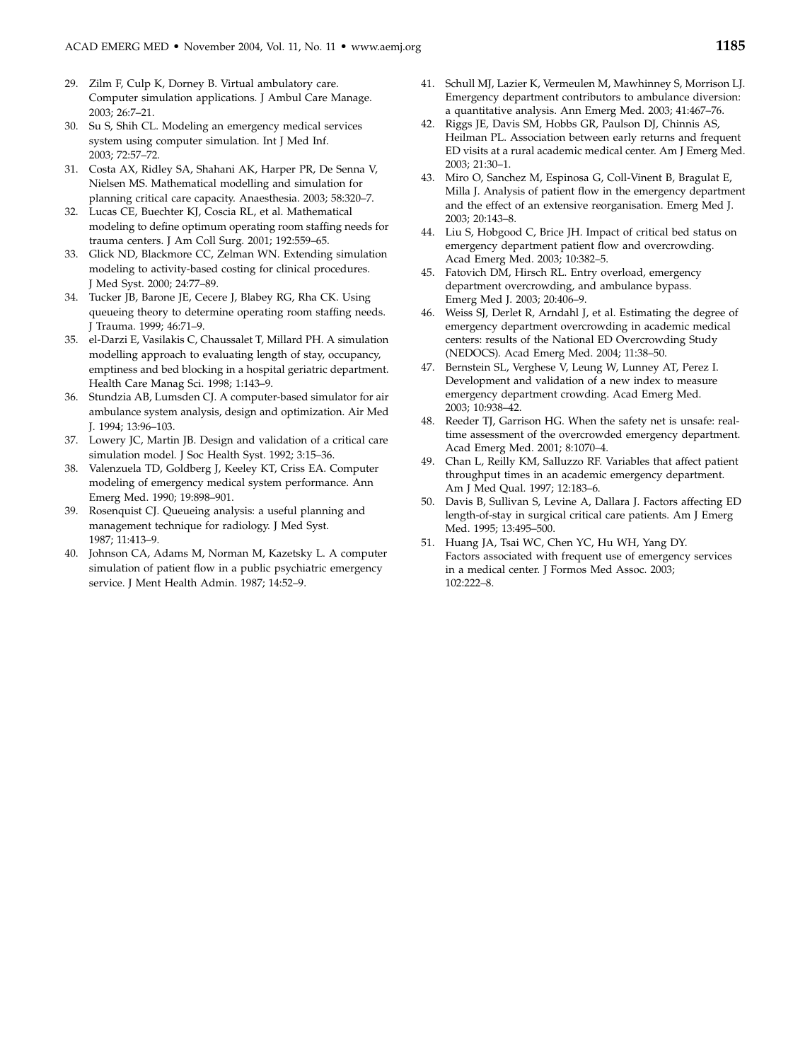29. Zilm F, Culp K, Dorney B. Virtual ambulatory care. Computer simulation applications. J Ambul Care Manage. 2003; 26:7–21.
30. Su S, Shih CL. Modeling an emergency medical services system using computer simulation. Int J Med Inf. 2003; 72:57–72.
31. Costa AX, Ridley SA, Shahani AK, Harper PR, De Senna V, Nielsen MS. Mathematical modelling and simulation for planning critical care capacity. Anaesthesia. 2003; 58:320–7.
32. Lucas CE, Buechter KJ, Coscia RL, et al. Mathematical modeling to define optimum operating room staffing needs for trauma centers. J Am Coll Surg. 2001; 192:559–65.
33. Glick ND, Blackmore CC, Zelman WN. Extending simulation modeling to activity-based costing for clinical procedures. J Med Syst. 2000; 24:77–89.
34. Tucker JB, Barone JE, Cecere J, Blabey RG, Rha CK. Using queueing theory to determine operating room staffing needs. J Trauma. 1999; 46:71–9.
35. el-Darzi E, Vasilakis C, Chaussalet T, Millard PH. A simulation modelling approach to evaluating length of stay, occupancy, emptiness and bed blocking in a hospital geriatric department. Health Care Manag Sci. 1998; 1:143–9.
36. Stundzia AB, Lumsden CJ. A computer-based simulator for air ambulance system analysis, design and optimization. Air Med J. 1994; 13:96–103.
37. Lowery JC, Martin JB. Design and validation of a critical care simulation model. J Soc Health Syst. 1992; 3:15–36.
38. Valenzuela TD, Goldberg J, Keeley KT, Criss EA. Computer modeling of emergency medical system performance. Ann Emerg Med. 1990; 19:898–901.
39. Rosenquist CJ. Queueing analysis: a useful planning and management technique for radiology. J Med Syst. 1987; 11:413–9.
40. Johnson CA, Adams M, Norman M, Kazetsky L. A computer simulation of patient flow in a public psychiatric emergency service. J Ment Health Admin. 1987; 14:52–9.
41. Schull MJ, Lazier K, Vermeulen M, Mawhinney S, Morrison LJ. Emergency department contributors to ambulance diversion: a quantitative analysis. Ann Emerg Med. 2003; 41:467–76.
42. Riggs JE, Davis SM, Hobbs GR, Paulson DJ, Chinnis AS, Heilman PL. Association between early returns and frequent ED visits at a rural academic medical center. Am J Emerg Med. 2003; 21:30–1.
43. Miro O, Sanchez M, Espinosa G, Coll-Vinent B, Bragulat E, Milla J. Analysis of patient flow in the emergency department and the effect of an extensive reorganisation. Emerg Med J. 2003; 20:143–8.
44. Liu S, Hobgood C, Brice JH. Impact of critical bed status on emergency department patient flow and overcrowding. Acad Emerg Med. 2003; 10:382–5.
45. Fatovich DM, Hirsch RL. Entry overload, emergency department overcrowding, and ambulance bypass. Emerg Med J. 2003; 20:406–9.
46. Weiss SJ, Derlet R, Arndahl J, et al. Estimating the degree of emergency department overcrowding in academic medical centers: results of the National ED Overcrowding Study (NEDOCS). Acad Emerg Med. 2004; 11:38–50.
47. Bernstein SL, Verghese V, Leung W, Lunney AT, Perez I. Development and validation of a new index to measure emergency department crowding. Acad Emerg Med. 2003; 10:938–42.
48. Reeder TJ, Garrison HG. When the safety net is unsafe: real-time assessment of the overcrowded emergency department. Acad Emerg Med. 2001; 8:1070–4.
49. Chan L, Reilly KM, Salluzzo RF. Variables that affect patient throughput times in an academic emergency department. Am J Med Qual. 1997; 12:183–6.
50. Davis B, Sullivan S, Levine A, Dallara J. Factors affecting ED length-of-stay in surgical critical care patients. Am J Emerg Med. 1995; 13:495–500.
51. Huang JA, Tsai WC, Chen YC, Hu WH, Yang DY. Factors associated with frequent use of emergency services in a medical center. J Formos Med Assoc. 2003; 102:222–8.